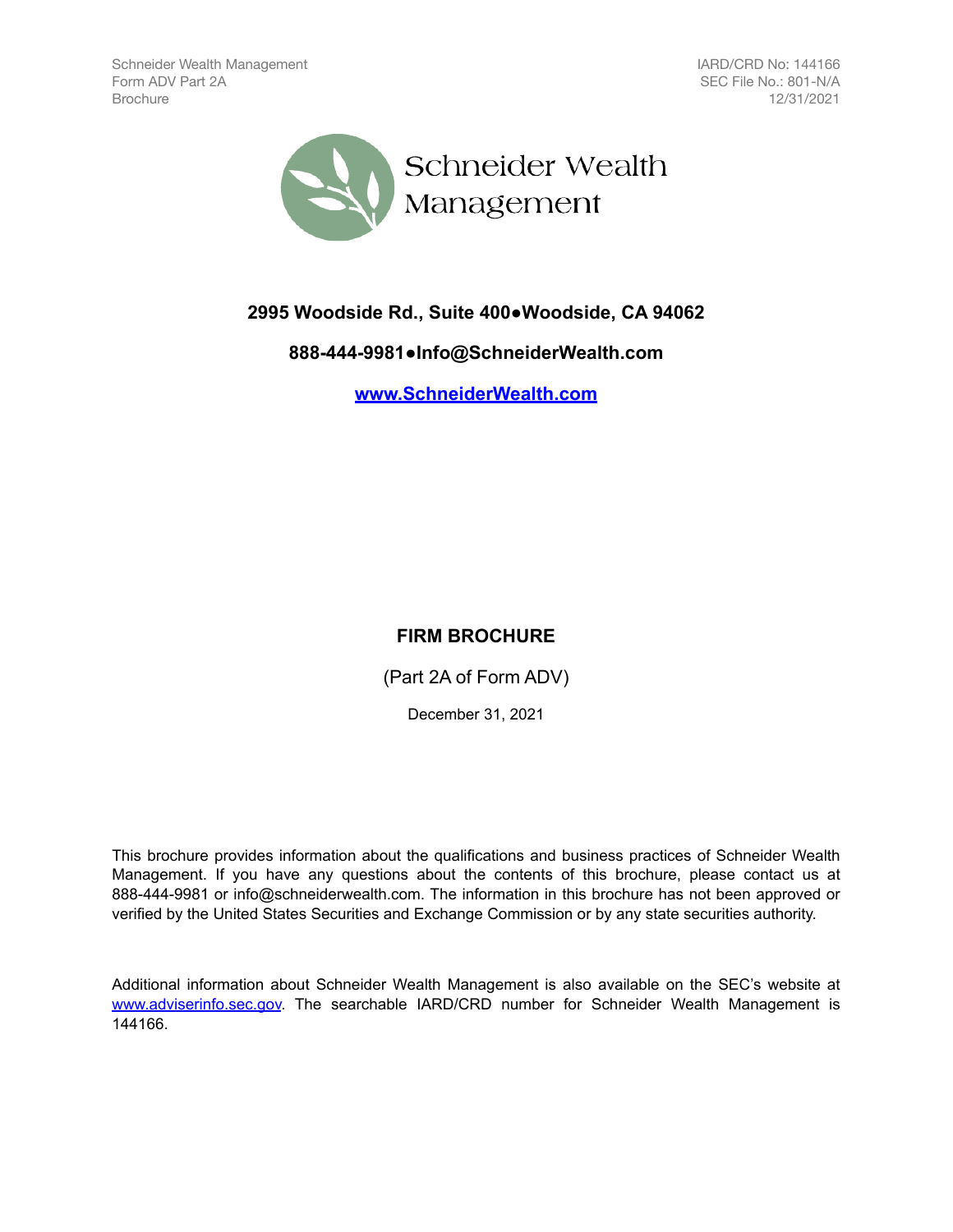Schneider Wealth Management
Form ADV Part 2A
Brochure

IARD/CRD No: 144166
SEC File No.: 801-N/A
12/31/2021

Schneider Wealth Management

**2995 Woodside Rd., Suite 400●Woodside, CA 94062**

**888-444-9981●Info@SchneiderWealth.com**

**[www.SchneiderWealth.com](http://www.SchneiderWealth.com)**

# FIRM BROCHURE

(Part 2A of Form ADV)

December 31, 2021

This brochure provides information about the qualifications and business practices of Schneider Wealth Management. If you have any questions about the contents of this brochure, please contact us at 888-444-9981 or info@schneiderwealth.com. The information in this brochure has not been approved or verified by the United States Securities and Exchange Commission or by any state securities authority.

Additional information about Schneider Wealth Management is also available on the SEC's website at [www.adviserinfo.sec.gov](http://www.adviserinfo.sec.gov). The searchable IARD/CRD number for Schneider Wealth Management is 144166.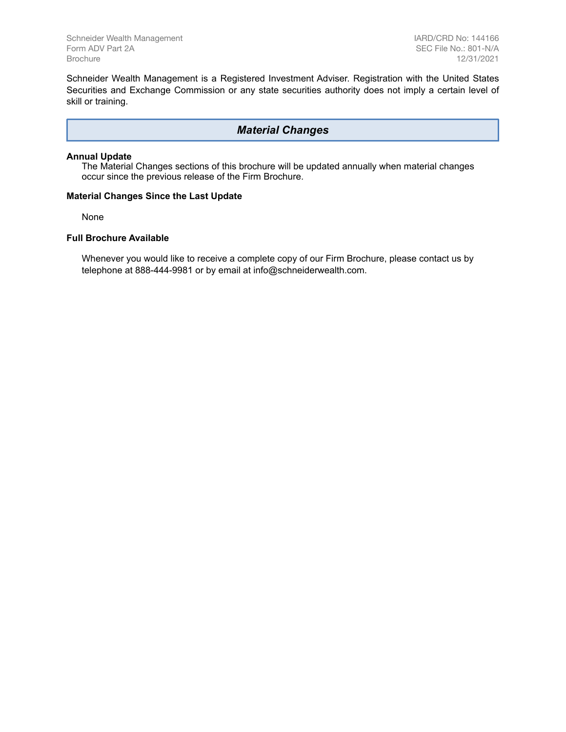Schneider Wealth Management is a Registered Investment Adviser. Registration with the United States Securities and Exchange Commission or any state securities authority does not imply a certain level of skill or training.

## *Material Changes*

**Annual Update**

The Material Changes sections of this brochure will be updated annually when material changes occur since the previous release of the Firm Brochure.

**Material Changes Since the Last Update**

None

**Full Brochure Available**

Whenever you would like to receive a complete copy of our Firm Brochure, please contact us by telephone at 888-444-9981 or by email at info@schneiderwealth.com.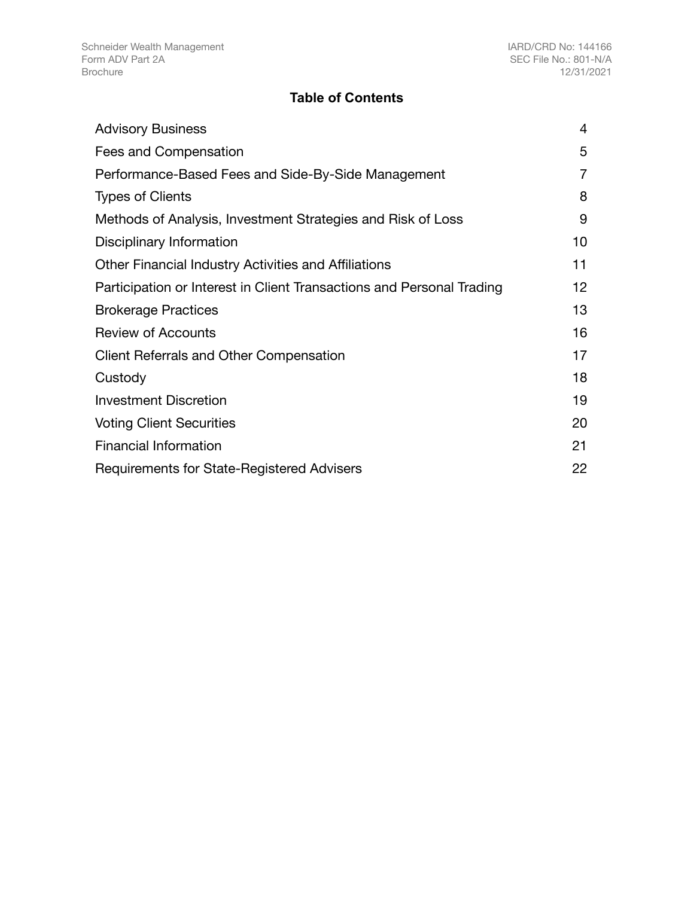## Table of Contents

| | |
|---|---|
| Advisory Business | 4 |
| Fees and Compensation | 5 |
| Performance-Based Fees and Side-By-Side Management | 7 |
| Types of Clients | 8 |
| Methods of Analysis, Investment Strategies and Risk of Loss | 9 |
| Disciplinary Information | 10 |
| Other Financial Industry Activities and Affiliations | 11 |
| Participation or Interest in Client Transactions and Personal Trading | 12 |
| Brokerage Practices | 13 |
| Review of Accounts | 16 |
| Client Referrals and Other Compensation | 17 |
| Custody | 18 |
| Investment Discretion | 19 |
| Voting Client Securities | 20 |
| Financial Information | 21 |
| Requirements for State-Registered Advisers | 22 |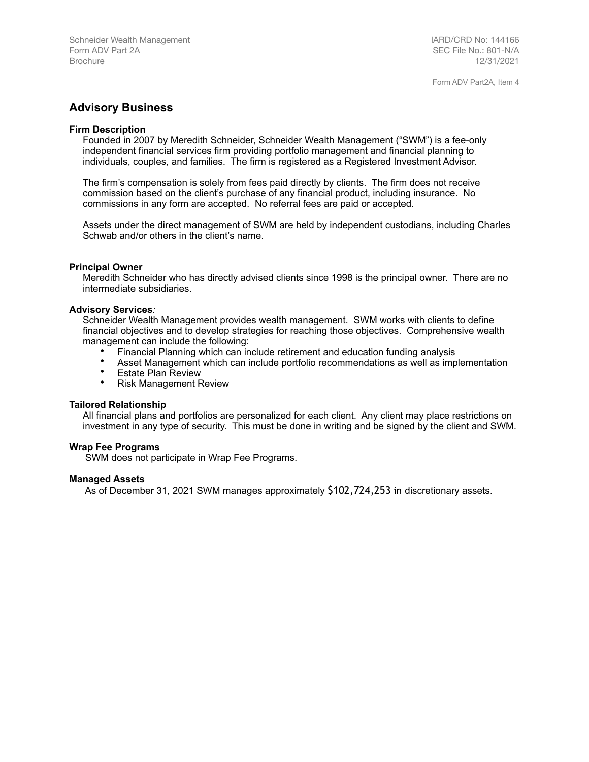## Advisory Business

**Firm Description**

Founded in 2007 by Meredith Schneider, Schneider Wealth Management ("SWM") is a fee-only independent financial services firm providing portfolio management and financial planning to individuals, couples, and families. The firm is registered as a Registered Investment Advisor.

The firm's compensation is solely from fees paid directly by clients. The firm does not receive commission based on the client's purchase of any financial product, including insurance. No commissions in any form are accepted. No referral fees are paid or accepted.

Assets under the direct management of SWM are held by independent custodians, including Charles Schwab and/or others in the client's name.

**Principal Owner**

Meredith Schneider who has directly advised clients since 1998 is the principal owner. There are no intermediate subsidiaries.

**Advisory Services***:*

Schneider Wealth Management provides wealth management. SWM works with clients to define financial objectives and to develop strategies for reaching those objectives. Comprehensive wealth management can include the following:

- Financial Planning which can include retirement and education funding analysis
- Asset Management which can include portfolio recommendations as well as implementation
- Estate Plan Review
- Risk Management Review

**Tailored Relationship**

All financial plans and portfolios are personalized for each client. Any client may place restrictions on investment in any type of security. This must be done in writing and be signed by the client and SWM.

**Wrap Fee Programs**

SWM does not participate in Wrap Fee Programs.

**Managed Assets**

As of December 31, 2021 SWM manages approximately $102,724,253 in discretionary assets.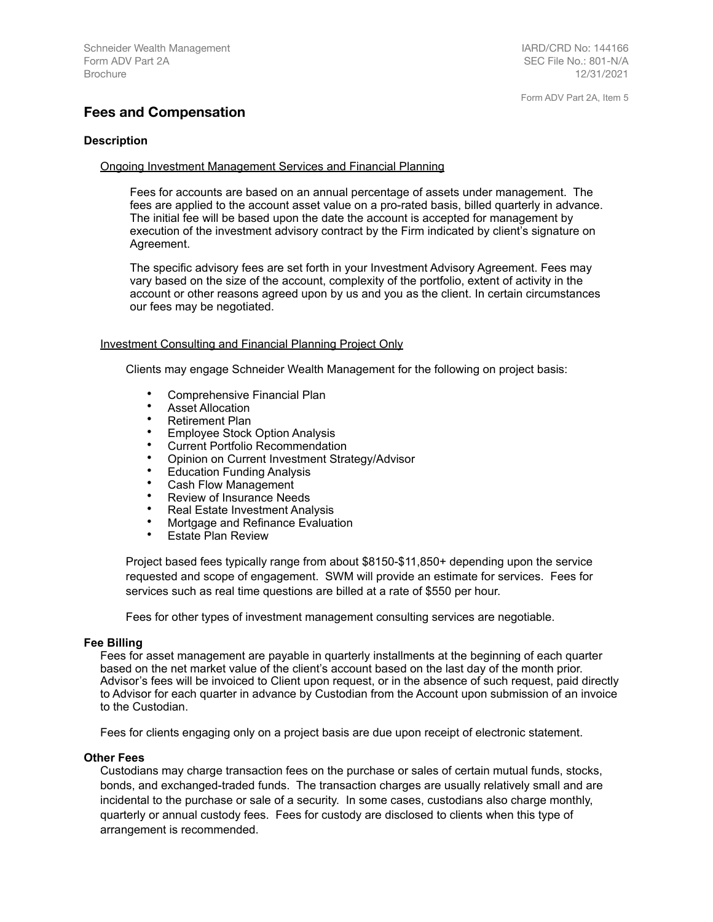## Fees and Compensation

### Description

Ongoing Investment Management Services and Financial Planning

Fees for accounts are based on an annual percentage of assets under management. The fees are applied to the account asset value on a pro-rated basis, billed quarterly in advance. The initial fee will be based upon the date the account is accepted for management by execution of the investment advisory contract by the Firm indicated by client's signature on Agreement.

The specific advisory fees are set forth in your Investment Advisory Agreement. Fees may vary based on the size of the account, complexity of the portfolio, extent of activity in the account or other reasons agreed upon by us and you as the client. In certain circumstances our fees may be negotiated.

Investment Consulting and Financial Planning Project Only

Clients may engage Schneider Wealth Management for the following on project basis:

- Comprehensive Financial Plan
- Asset Allocation
- Retirement Plan
- Employee Stock Option Analysis
- Current Portfolio Recommendation
- Opinion on Current Investment Strategy/Advisor
- Education Funding Analysis
- Cash Flow Management
- Review of Insurance Needs
- Real Estate Investment Analysis
- Mortgage and Refinance Evaluation
- Estate Plan Review

Project based fees typically range from about $8150-$11,850+ depending upon the service requested and scope of engagement. SWM will provide an estimate for services. Fees for services such as real time questions are billed at a rate of $550 per hour.

Fees for other types of investment management consulting services are negotiable.

### Fee Billing

Fees for asset management are payable in quarterly installments at the beginning of each quarter based on the net market value of the client's account based on the last day of the month prior. Advisor's fees will be invoiced to Client upon request, or in the absence of such request, paid directly to Advisor for each quarter in advance by Custodian from the Account upon submission of an invoice to the Custodian.

Fees for clients engaging only on a project basis are due upon receipt of electronic statement.

### Other Fees

Custodians may charge transaction fees on the purchase or sales of certain mutual funds, stocks, bonds, and exchanged-traded funds. The transaction charges are usually relatively small and are incidental to the purchase or sale of a security. In some cases, custodians also charge monthly, quarterly or annual custody fees. Fees for custody are disclosed to clients when this type of arrangement is recommended.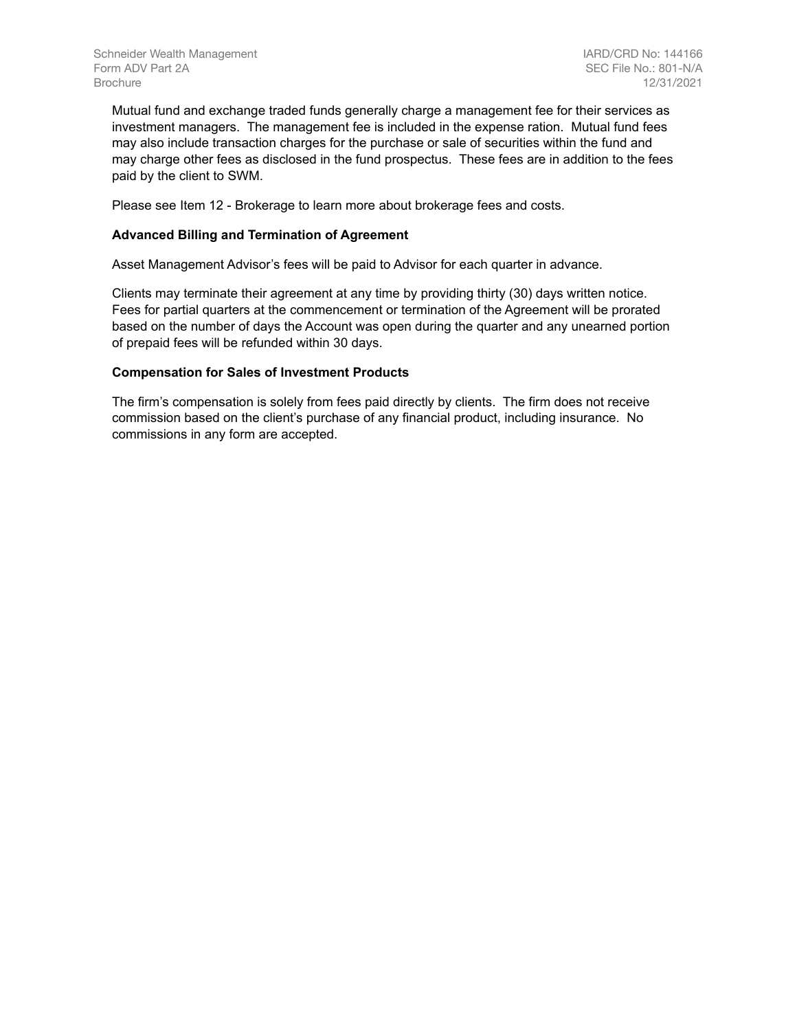Mutual fund and exchange traded funds generally charge a management fee for their services as investment managers. The management fee is included in the expense ration. Mutual fund fees may also include transaction charges for the purchase or sale of securities within the fund and may charge other fees as disclosed in the fund prospectus. These fees are in addition to the fees paid by the client to SWM.

Please see Item 12 - Brokerage to learn more about brokerage fees and costs.

**Advanced Billing and Termination of Agreement**

Asset Management Advisor's fees will be paid to Advisor for each quarter in advance.

Clients may terminate their agreement at any time by providing thirty (30) days written notice. Fees for partial quarters at the commencement or termination of the Agreement will be prorated based on the number of days the Account was open during the quarter and any unearned portion of prepaid fees will be refunded within 30 days.

**Compensation for Sales of Investment Products**

The firm's compensation is solely from fees paid directly by clients. The firm does not receive commission based on the client's purchase of any financial product, including insurance. No commissions in any form are accepted.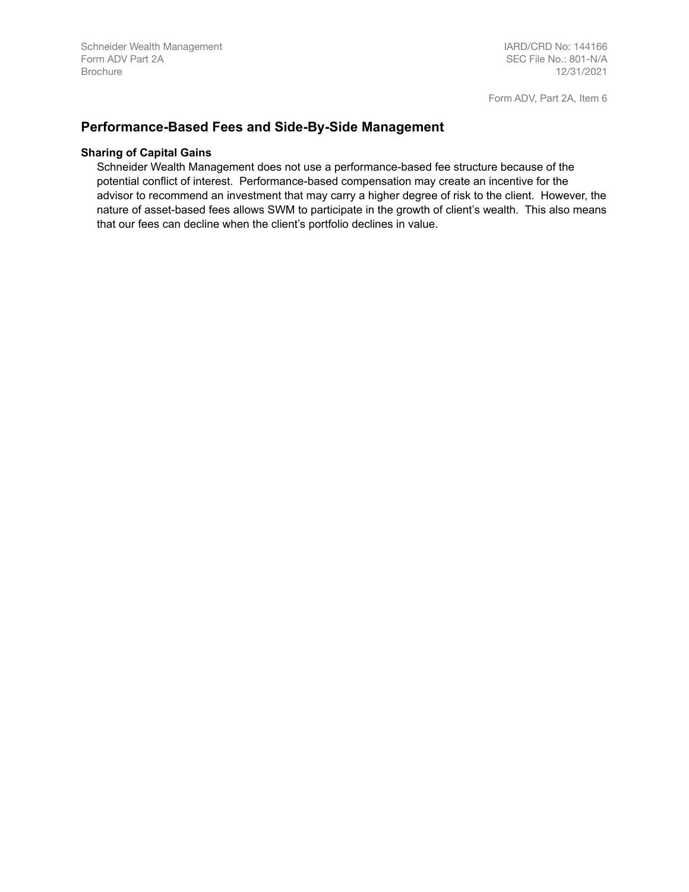Form ADV, Part 2A, Item 6

## Performance-Based Fees and Side-By-Side Management

### Sharing of Capital Gains

Schneider Wealth Management does not use a performance-based fee structure because of the potential conflict of interest. Performance-based compensation may create an incentive for the advisor to recommend an investment that may carry a higher degree of risk to the client. However, the nature of asset-based fees allows SWM to participate in the growth of client's wealth. This also means that our fees can decline when the client's portfolio declines in value.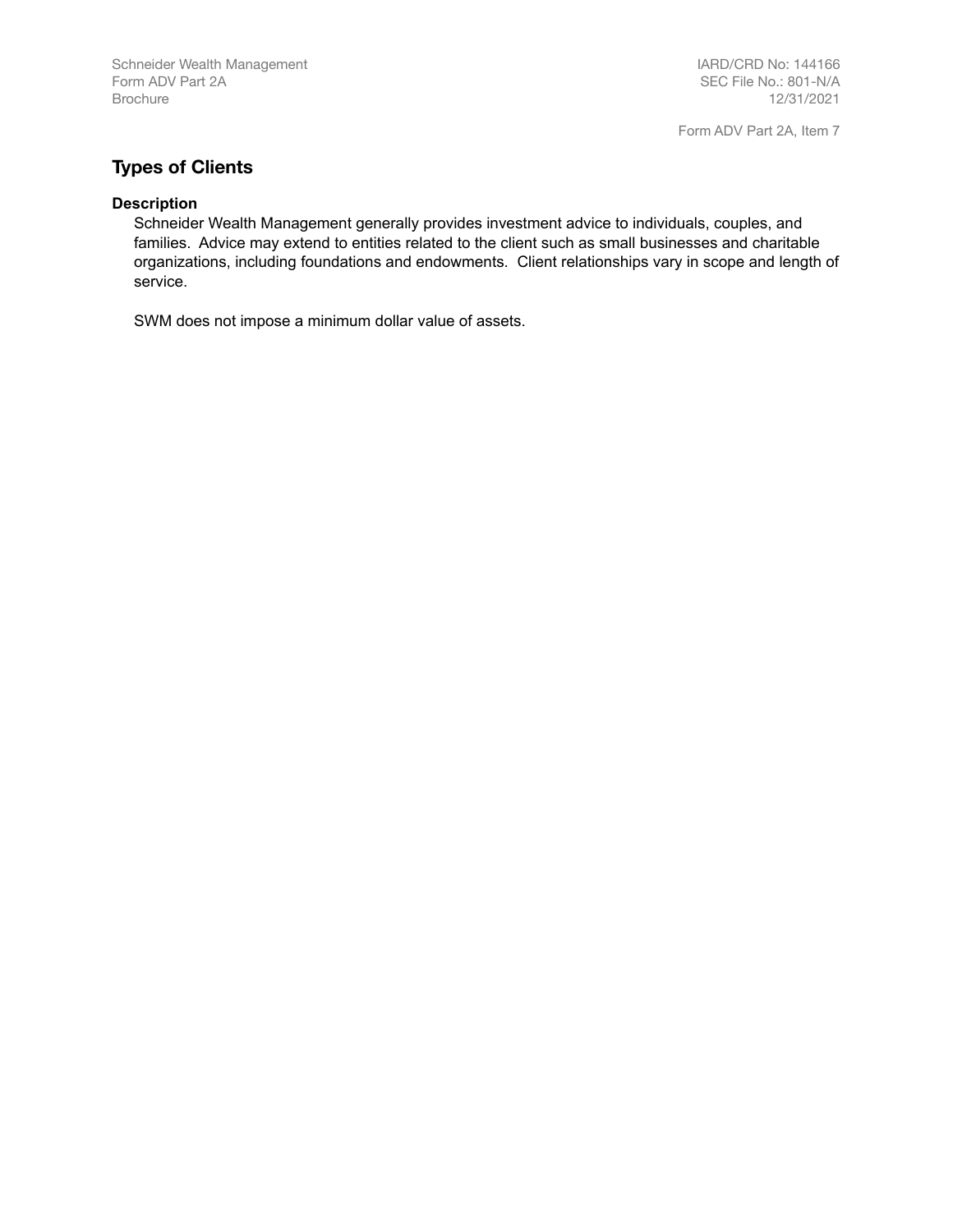## Types of Clients

### Description

Schneider Wealth Management generally provides investment advice to individuals, couples, and families. Advice may extend to entities related to the client such as small businesses and charitable organizations, including foundations and endowments. Client relationships vary in scope and length of service.

SWM does not impose a minimum dollar value of assets.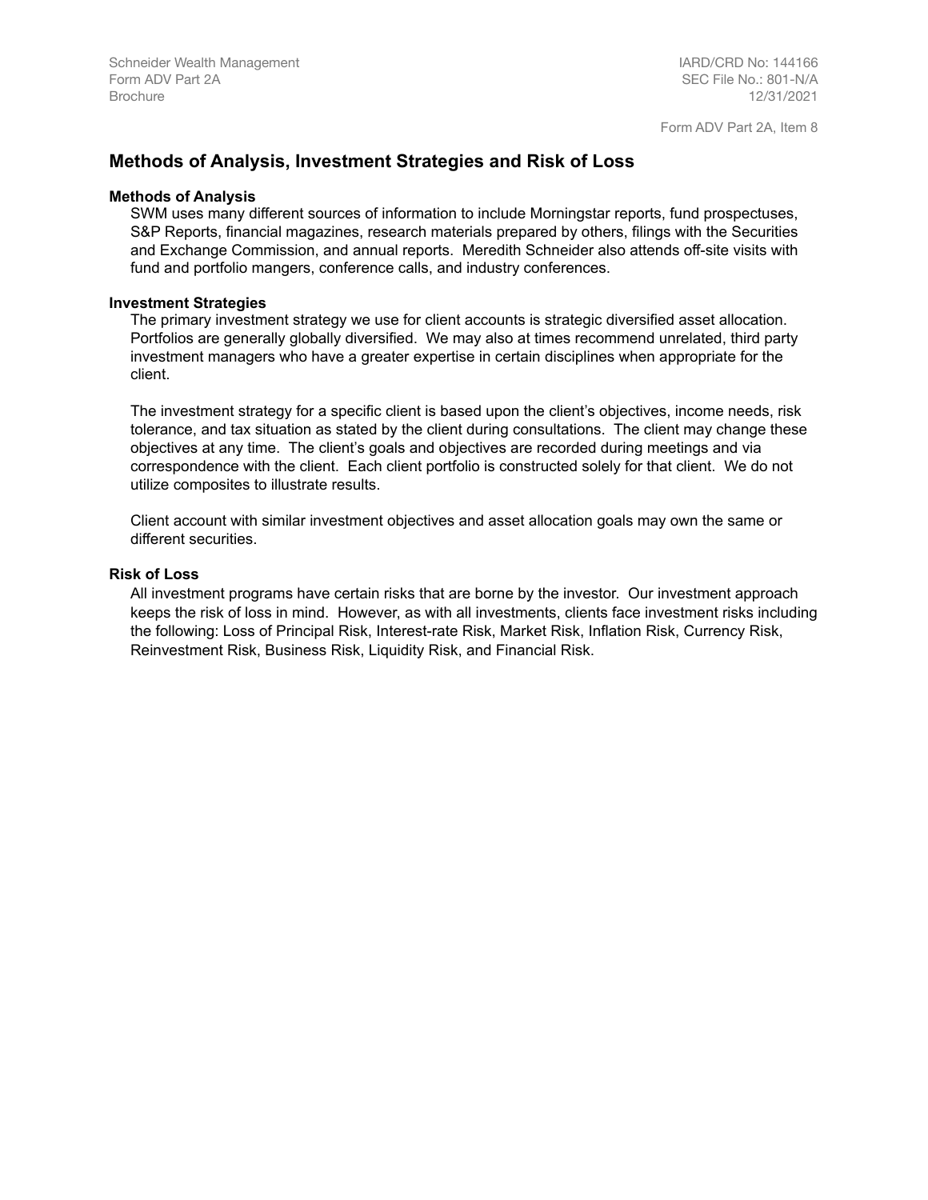## Methods of Analysis, Investment Strategies and Risk of Loss

### Methods of Analysis

SWM uses many different sources of information to include Morningstar reports, fund prospectuses, S&P Reports, financial magazines, research materials prepared by others, filings with the Securities and Exchange Commission, and annual reports. Meredith Schneider also attends off-site visits with fund and portfolio mangers, conference calls, and industry conferences.

### Investment Strategies

The primary investment strategy we use for client accounts is strategic diversified asset allocation. Portfolios are generally globally diversified. We may also at times recommend unrelated, third party investment managers who have a greater expertise in certain disciplines when appropriate for the client.

The investment strategy for a specific client is based upon the client's objectives, income needs, risk tolerance, and tax situation as stated by the client during consultations. The client may change these objectives at any time. The client's goals and objectives are recorded during meetings and via correspondence with the client. Each client portfolio is constructed solely for that client. We do not utilize composites to illustrate results.

Client account with similar investment objectives and asset allocation goals may own the same or different securities.

### Risk of Loss

All investment programs have certain risks that are borne by the investor. Our investment approach keeps the risk of loss in mind. However, as with all investments, clients face investment risks including the following: Loss of Principal Risk, Interest-rate Risk, Market Risk, Inflation Risk, Currency Risk, Reinvestment Risk, Business Risk, Liquidity Risk, and Financial Risk.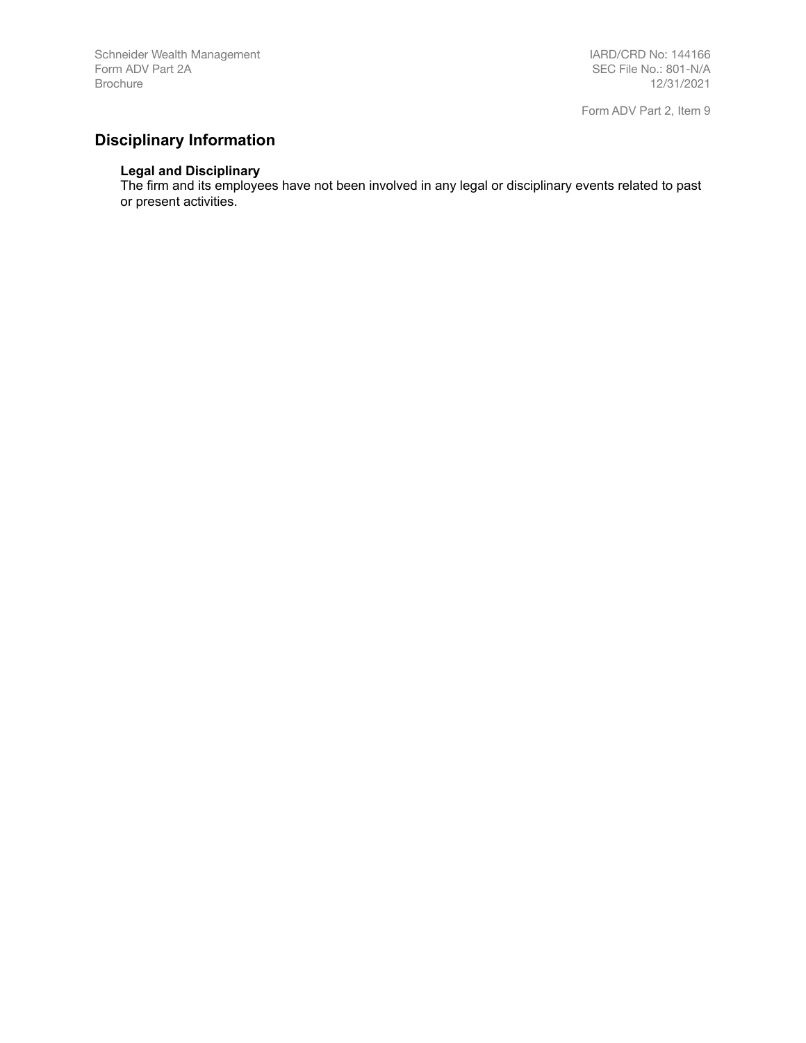## Disciplinary Information

### Legal and Disciplinary

The firm and its employees have not been involved in any legal or disciplinary events related to past or present activities.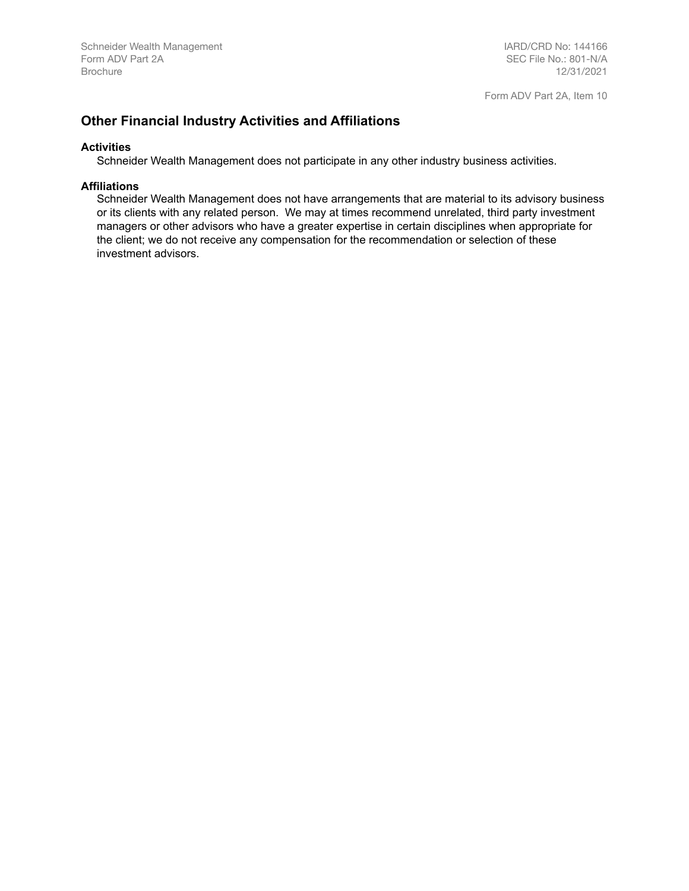## Other Financial Industry Activities and Affiliations

**Activities**

Schneider Wealth Management does not participate in any other industry business activities.

**Affiliations**

Schneider Wealth Management does not have arrangements that are material to its advisory business or its clients with any related person.  We may at times recommend unrelated, third party investment managers or other advisors who have a greater expertise in certain disciplines when appropriate for the client; we do not receive any compensation for the recommendation or selection of these investment advisors.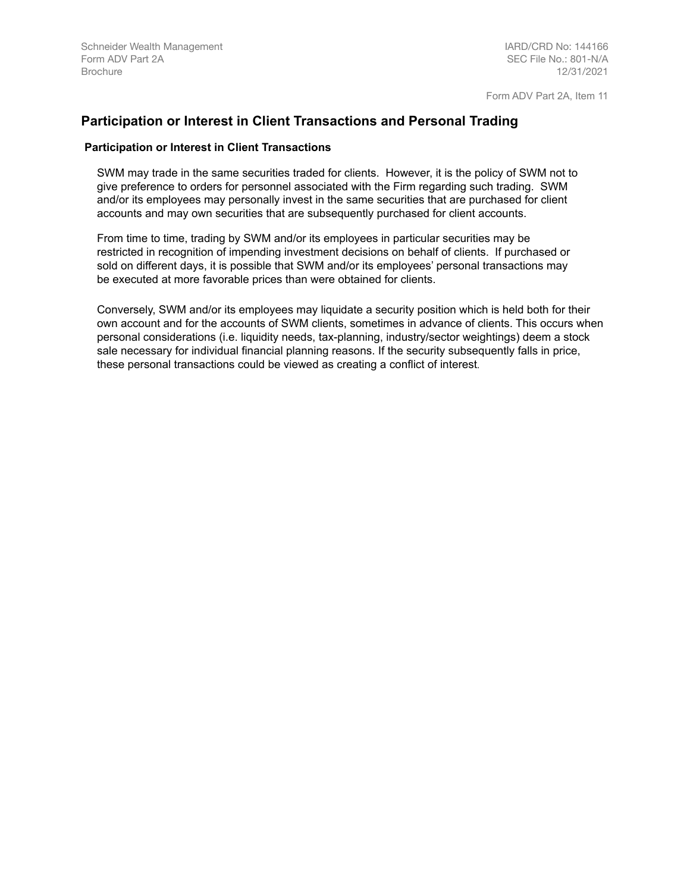## Participation or Interest in Client Transactions and Personal Trading

### Participation or Interest in Client Transactions

SWM may trade in the same securities traded for clients. However, it is the policy of SWM not to give preference to orders for personnel associated with the Firm regarding such trading. SWM and/or its employees may personally invest in the same securities that are purchased for client accounts and may own securities that are subsequently purchased for client accounts.

From time to time, trading by SWM and/or its employees in particular securities may be restricted in recognition of impending investment decisions on behalf of clients. If purchased or sold on different days, it is possible that SWM and/or its employees' personal transactions may be executed at more favorable prices than were obtained for clients.

Conversely, SWM and/or its employees may liquidate a security position which is held both for their own account and for the accounts of SWM clients, sometimes in advance of clients. This occurs when personal considerations (i.e. liquidity needs, tax-planning, industry/sector weightings) deem a stock sale necessary for individual financial planning reasons. If the security subsequently falls in price, these personal transactions could be viewed as creating a conflict of interest.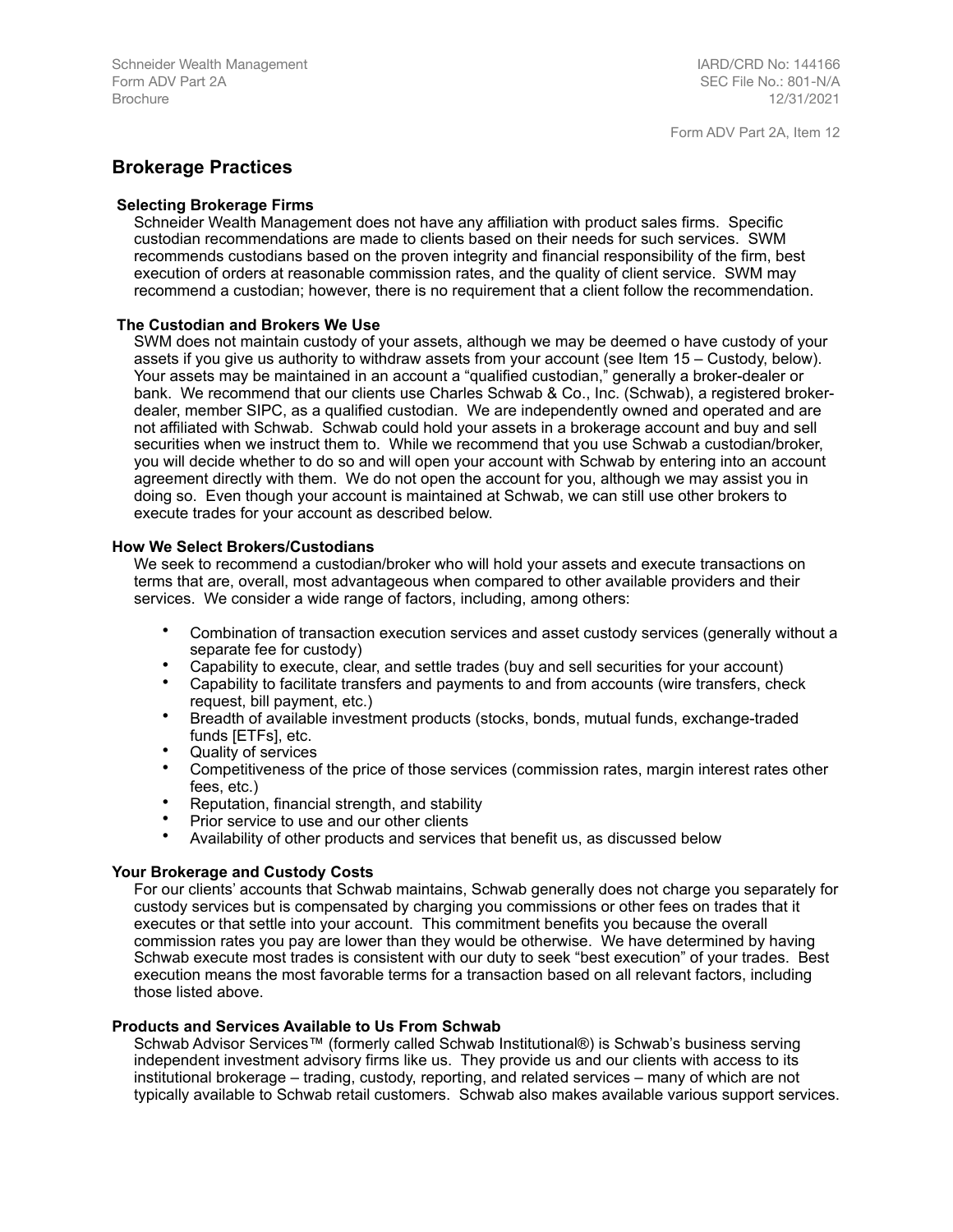Form ADV Part 2A, Item 12

## Brokerage Practices

### Selecting Brokerage Firms

Schneider Wealth Management does not have any affiliation with product sales firms. Specific custodian recommendations are made to clients based on their needs for such services. SWM recommends custodians based on the proven integrity and financial responsibility of the firm, best execution of orders at reasonable commission rates, and the quality of client service. SWM may recommend a custodian; however, there is no requirement that a client follow the recommendation.

### The Custodian and Brokers We Use

SWM does not maintain custody of your assets, although we may be deemed o have custody of your assets if you give us authority to withdraw assets from your account (see Item 15 – Custody, below). Your assets may be maintained in an account a "qualified custodian," generally a broker-dealer or bank. We recommend that our clients use Charles Schwab & Co., Inc. (Schwab), a registered broker-dealer, member SIPC, as a qualified custodian. We are independently owned and operated and are not affiliated with Schwab. Schwab could hold your assets in a brokerage account and buy and sell securities when we instruct them to. While we recommend that you use Schwab a custodian/broker, you will decide whether to do so and will open your account with Schwab by entering into an account agreement directly with them. We do not open the account for you, although we may assist you in doing so. Even though your account is maintained at Schwab, we can still use other brokers to execute trades for your account as described below.

### How We Select Brokers/Custodians

We seek to recommend a custodian/broker who will hold your assets and execute transactions on terms that are, overall, most advantageous when compared to other available providers and their services. We consider a wide range of factors, including, among others:

- Combination of transaction execution services and asset custody services (generally without a separate fee for custody)
- Capability to execute, clear, and settle trades (buy and sell securities for your account)
- Capability to facilitate transfers and payments to and from accounts (wire transfers, check request, bill payment, etc.)
- Breadth of available investment products (stocks, bonds, mutual funds, exchange-traded funds [ETFs], etc.
- Quality of services
- Competitiveness of the price of those services (commission rates, margin interest rates other fees, etc.)
- Reputation, financial strength, and stability
- Prior service to use and our other clients
- Availability of other products and services that benefit us, as discussed below

### Your Brokerage and Custody Costs

For our clients' accounts that Schwab maintains, Schwab generally does not charge you separately for custody services but is compensated by charging you commissions or other fees on trades that it executes or that settle into your account. This commitment benefits you because the overall commission rates you pay are lower than they would be otherwise. We have determined by having Schwab execute most trades is consistent with our duty to seek "best execution" of your trades. Best execution means the most favorable terms for a transaction based on all relevant factors, including those listed above.

### Products and Services Available to Us From Schwab

Schwab Advisor Services™ (formerly called Schwab Institutional®) is Schwab's business serving independent investment advisory firms like us. They provide us and our clients with access to its institutional brokerage – trading, custody, reporting, and related services – many of which are not typically available to Schwab retail customers. Schwab also makes available various support services.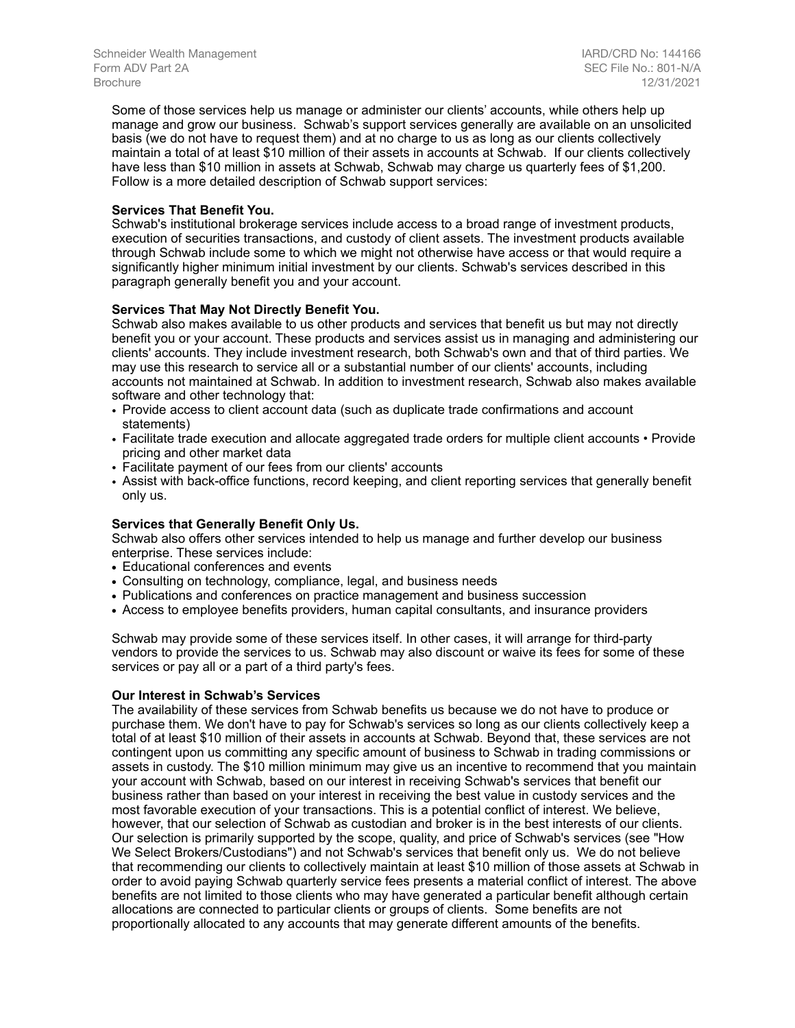Some of those services help us manage or administer our clients' accounts, while others help up manage and grow our business. Schwab's support services generally are available on an unsolicited basis (we do not have to request them) and at no charge to us as long as our clients collectively maintain a total of at least $10 million of their assets in accounts at Schwab. If our clients collectively have less than $10 million in assets at Schwab, Schwab may charge us quarterly fees of $1,200. Follow is a more detailed description of Schwab support services:

**Services That Benefit You.**
Schwab's institutional brokerage services include access to a broad range of investment products, execution of securities transactions, and custody of client assets. The investment products available through Schwab include some to which we might not otherwise have access or that would require a significantly higher minimum initial investment by our clients. Schwab's services described in this paragraph generally benefit you and your account.

**Services That May Not Directly Benefit You.**
Schwab also makes available to us other products and services that benefit us but may not directly benefit you or your account. These products and services assist us in managing and administering our clients' accounts. They include investment research, both Schwab's own and that of third parties. We may use this research to service all or a substantial number of our clients' accounts, including accounts not maintained at Schwab. In addition to investment research, Schwab also makes available software and other technology that:

- Provide access to client account data (such as duplicate trade confirmations and account statements)
- Facilitate trade execution and allocate aggregated trade orders for multiple client accounts • Provide pricing and other market data
- Facilitate payment of our fees from our clients' accounts
- Assist with back-office functions, record keeping, and client reporting services that generally benefit only us.

**Services that Generally Benefit Only Us.**
Schwab also offers other services intended to help us manage and further develop our business enterprise. These services include:

- Educational conferences and events
- Consulting on technology, compliance, legal, and business needs
- Publications and conferences on practice management and business succession
- Access to employee benefits providers, human capital consultants, and insurance providers

Schwab may provide some of these services itself. In other cases, it will arrange for third-party vendors to provide the services to us. Schwab may also discount or waive its fees for some of these services or pay all or a part of a third party's fees.

**Our Interest in Schwab's Services**
The availability of these services from Schwab benefits us because we do not have to produce or purchase them. We don't have to pay for Schwab's services so long as our clients collectively keep a total of at least $10 million of their assets in accounts at Schwab. Beyond that, these services are not contingent upon us committing any specific amount of business to Schwab in trading commissions or assets in custody. The $10 million minimum may give us an incentive to recommend that you maintain your account with Schwab, based on our interest in receiving Schwab's services that benefit our business rather than based on your interest in receiving the best value in custody services and the most favorable execution of your transactions. This is a potential conflict of interest. We believe, however, that our selection of Schwab as custodian and broker is in the best interests of our clients. Our selection is primarily supported by the scope, quality, and price of Schwab's services (see "How We Select Brokers/Custodians") and not Schwab's services that benefit only us. We do not believe that recommending our clients to collectively maintain at least $10 million of those assets at Schwab in order to avoid paying Schwab quarterly service fees presents a material conflict of interest. The above benefits are not limited to those clients who may have generated a particular benefit although certain allocations are connected to particular clients or groups of clients. Some benefits are not proportionally allocated to any accounts that may generate different amounts of the benefits.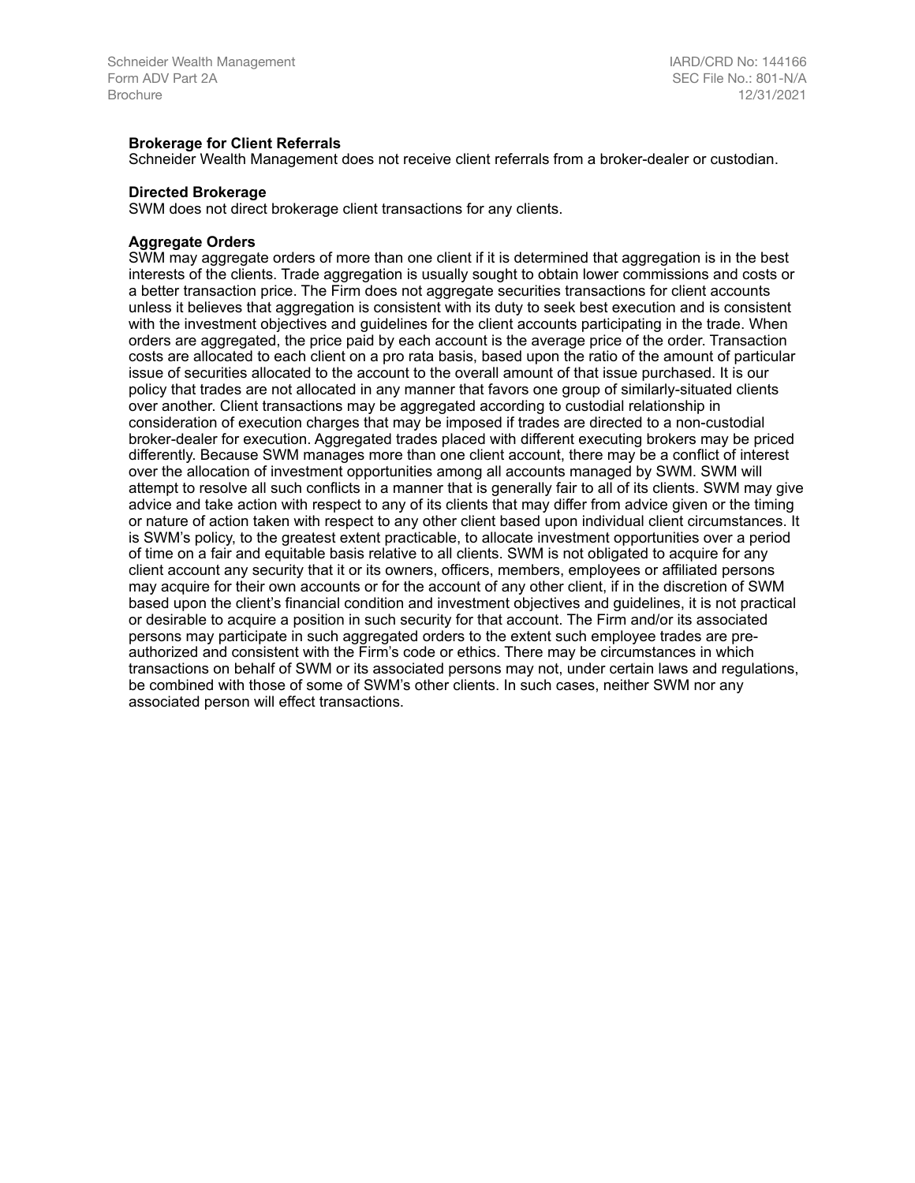**Brokerage for Client Referrals**

Schneider Wealth Management does not receive client referrals from a broker-dealer or custodian.

**Directed Brokerage**

SWM does not direct brokerage client transactions for any clients.

**Aggregate Orders**

SWM may aggregate orders of more than one client if it is determined that aggregation is in the best interests of the clients. Trade aggregation is usually sought to obtain lower commissions and costs or a better transaction price. The Firm does not aggregate securities transactions for client accounts unless it believes that aggregation is consistent with its duty to seek best execution and is consistent with the investment objectives and guidelines for the client accounts participating in the trade. When orders are aggregated, the price paid by each account is the average price of the order. Transaction costs are allocated to each client on a pro rata basis, based upon the ratio of the amount of particular issue of securities allocated to the account to the overall amount of that issue purchased. It is our policy that trades are not allocated in any manner that favors one group of similarly-situated clients over another. Client transactions may be aggregated according to custodial relationship in consideration of execution charges that may be imposed if trades are directed to a non-custodial broker-dealer for execution. Aggregated trades placed with different executing brokers may be priced differently. Because SWM manages more than one client account, there may be a conflict of interest over the allocation of investment opportunities among all accounts managed by SWM. SWM will attempt to resolve all such conflicts in a manner that is generally fair to all of its clients. SWM may give advice and take action with respect to any of its clients that may differ from advice given or the timing or nature of action taken with respect to any other client based upon individual client circumstances. It is SWM's policy, to the greatest extent practicable, to allocate investment opportunities over a period of time on a fair and equitable basis relative to all clients. SWM is not obligated to acquire for any client account any security that it or its owners, officers, members, employees or affiliated persons may acquire for their own accounts or for the account of any other client, if in the discretion of SWM based upon the client's financial condition and investment objectives and guidelines, it is not practical or desirable to acquire a position in such security for that account. The Firm and/or its associated persons may participate in such aggregated orders to the extent such employee trades are pre-authorized and consistent with the Firm's code or ethics. There may be circumstances in which transactions on behalf of SWM or its associated persons may not, under certain laws and regulations, be combined with those of some of SWM's other clients. In such cases, neither SWM nor any associated person will effect transactions.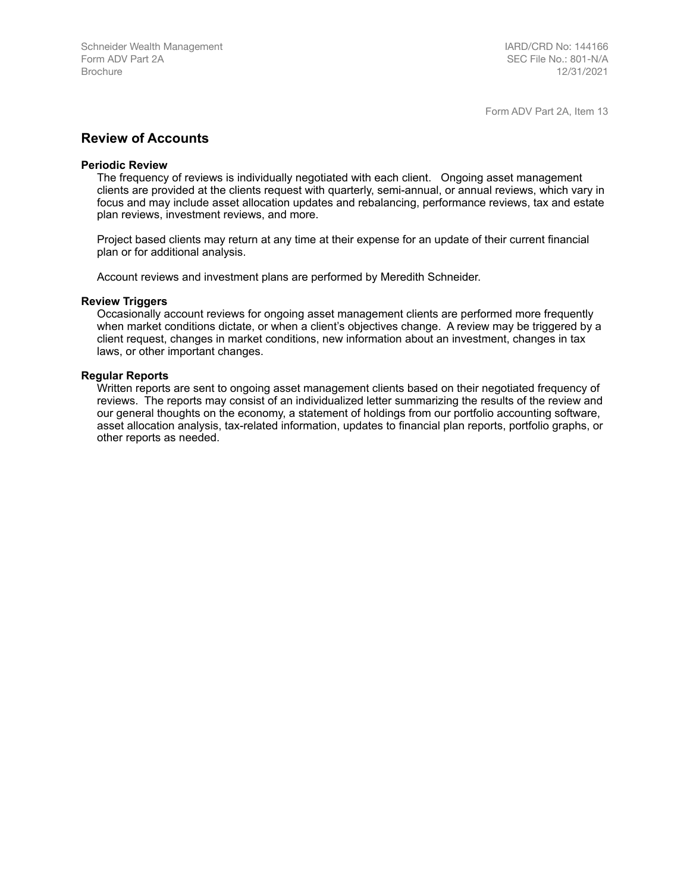Form ADV Part 2A, Item 13

## Review of Accounts

### Periodic Review

The frequency of reviews is individually negotiated with each client. Ongoing asset management clients are provided at the clients request with quarterly, semi-annual, or annual reviews, which vary in focus and may include asset allocation updates and rebalancing, performance reviews, tax and estate plan reviews, investment reviews, and more.

Project based clients may return at any time at their expense for an update of their current financial plan or for additional analysis.

Account reviews and investment plans are performed by Meredith Schneider.

### Review Triggers

Occasionally account reviews for ongoing asset management clients are performed more frequently when market conditions dictate, or when a client's objectives change. A review may be triggered by a client request, changes in market conditions, new information about an investment, changes in tax laws, or other important changes.

### Regular Reports

Written reports are sent to ongoing asset management clients based on their negotiated frequency of reviews. The reports may consist of an individualized letter summarizing the results of the review and our general thoughts on the economy, a statement of holdings from our portfolio accounting software, asset allocation analysis, tax-related information, updates to financial plan reports, portfolio graphs, or other reports as needed.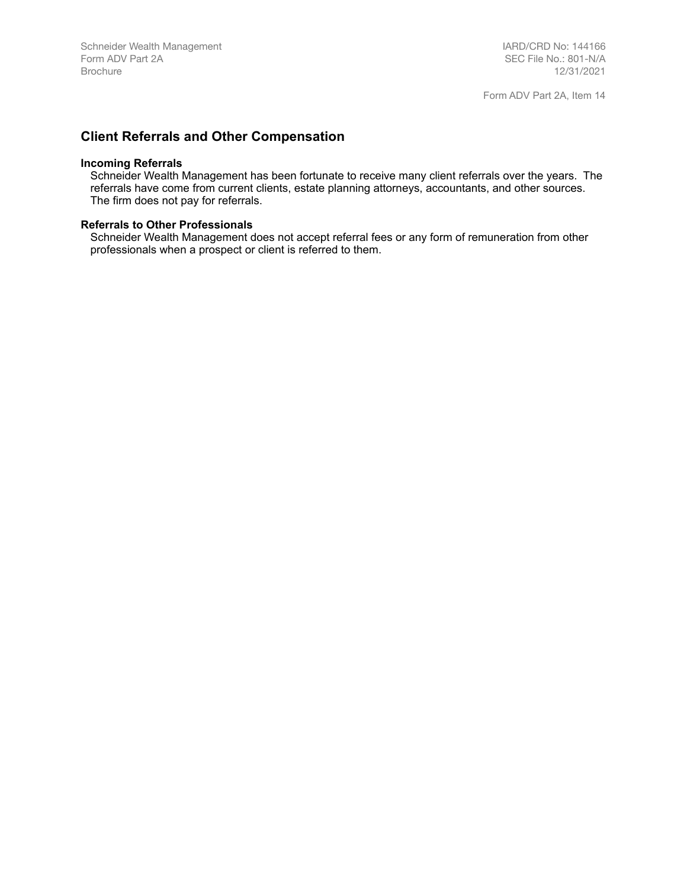## Client Referrals and Other Compensation

### Incoming Referrals

Schneider Wealth Management has been fortunate to receive many client referrals over the years. The referrals have come from current clients, estate planning attorneys, accountants, and other sources. The firm does not pay for referrals.

### Referrals to Other Professionals

Schneider Wealth Management does not accept referral fees or any form of remuneration from other professionals when a prospect or client is referred to them.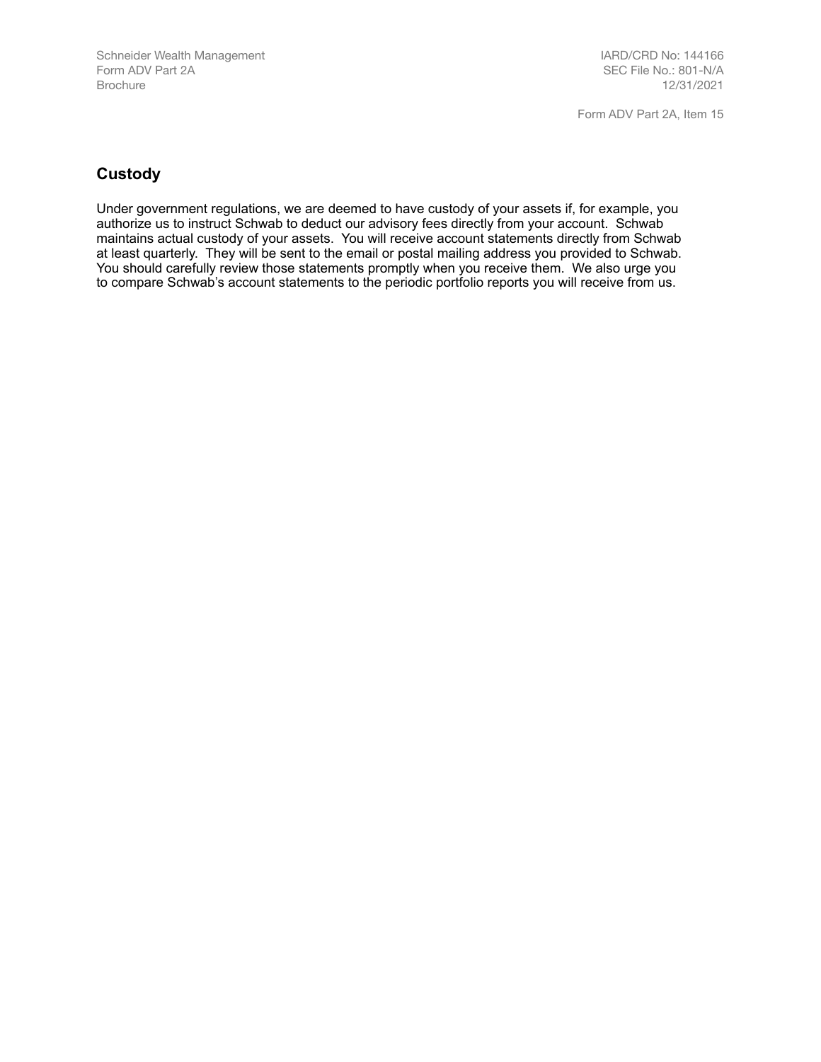## Custody

Under government regulations, we are deemed to have custody of your assets if, for example, you authorize us to instruct Schwab to deduct our advisory fees directly from your account. Schwab maintains actual custody of your assets. You will receive account statements directly from Schwab at least quarterly. They will be sent to the email or postal mailing address you provided to Schwab. You should carefully review those statements promptly when you receive them. We also urge you to compare Schwab's account statements to the periodic portfolio reports you will receive from us.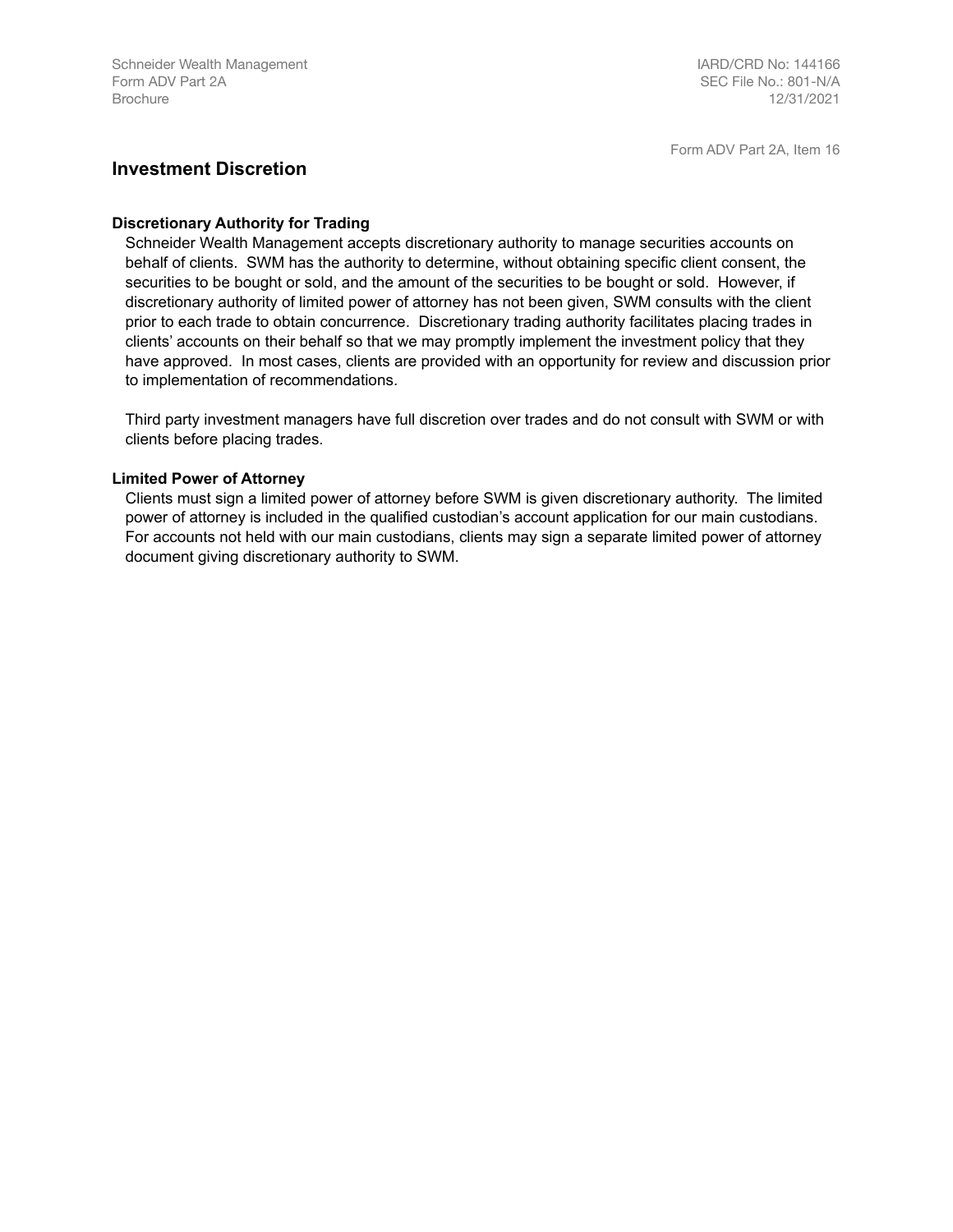## Investment Discretion

### Discretionary Authority for Trading

Schneider Wealth Management accepts discretionary authority to manage securities accounts on behalf of clients. SWM has the authority to determine, without obtaining specific client consent, the securities to be bought or sold, and the amount of the securities to be bought or sold. However, if discretionary authority of limited power of attorney has not been given, SWM consults with the client prior to each trade to obtain concurrence. Discretionary trading authority facilitates placing trades in clients' accounts on their behalf so that we may promptly implement the investment policy that they have approved. In most cases, clients are provided with an opportunity for review and discussion prior to implementation of recommendations.

Third party investment managers have full discretion over trades and do not consult with SWM or with clients before placing trades.

### Limited Power of Attorney

Clients must sign a limited power of attorney before SWM is given discretionary authority. The limited power of attorney is included in the qualified custodian's account application for our main custodians. For accounts not held with our main custodians, clients may sign a separate limited power of attorney document giving discretionary authority to SWM.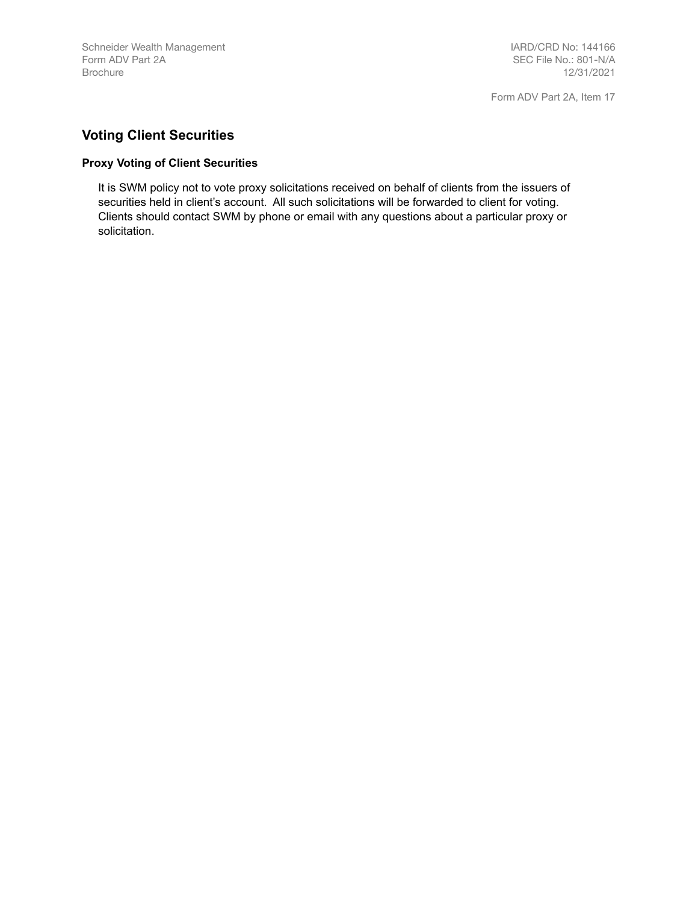## Voting Client Securities

### Proxy Voting of Client Securities

It is SWM policy not to vote proxy solicitations received on behalf of clients from the issuers of securities held in client's account. All such solicitations will be forwarded to client for voting. Clients should contact SWM by phone or email with any questions about a particular proxy or solicitation.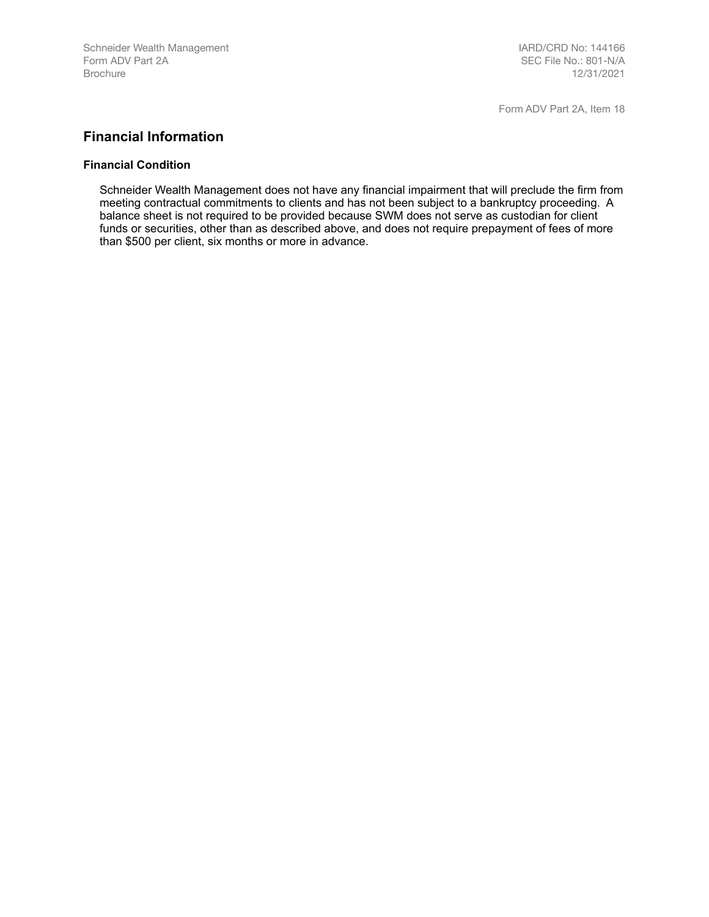Form ADV Part 2A, Item 18

## Financial Information

### Financial Condition

Schneider Wealth Management does not have any financial impairment that will preclude the firm from meeting contractual commitments to clients and has not been subject to a bankruptcy proceeding. A balance sheet is not required to be provided because SWM does not serve as custodian for client funds or securities, other than as described above, and does not require prepayment of fees of more than $500 per client, six months or more in advance.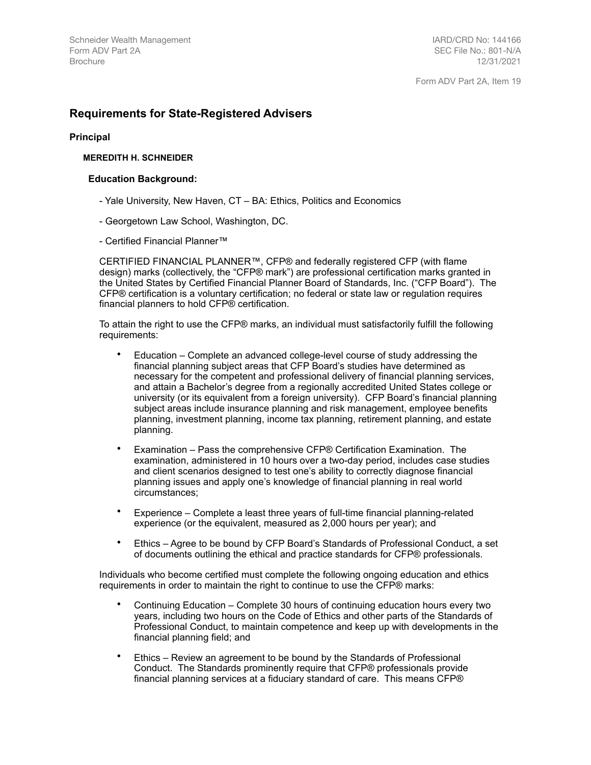Form ADV Part 2A, Item 19

## Requirements for State-Registered Advisers

### Principal

#### MEREDITH H. SCHNEIDER

**Education Background:**

- Yale University, New Haven, CT – BA: Ethics, Politics and Economics

- Georgetown Law School, Washington, DC.

- Certified Financial Planner™

CERTIFIED FINANCIAL PLANNER™, CFP® and federally registered CFP (with flame design) marks (collectively, the "CFP® mark") are professional certification marks granted in the United States by Certified Financial Planner Board of Standards, Inc. ("CFP Board"). The CFP® certification is a voluntary certification; no federal or state law or regulation requires financial planners to hold CFP® certification.

To attain the right to use the CFP® marks, an individual must satisfactorily fulfill the following requirements:

- Education – Complete an advanced college-level course of study addressing the financial planning subject areas that CFP Board's studies have determined as necessary for the competent and professional delivery of financial planning services, and attain a Bachelor's degree from a regionally accredited United States college or university (or its equivalent from a foreign university). CFP Board's financial planning subject areas include insurance planning and risk management, employee benefits planning, investment planning, income tax planning, retirement planning, and estate planning.

- Examination – Pass the comprehensive CFP® Certification Examination. The examination, administered in 10 hours over a two-day period, includes case studies and client scenarios designed to test one's ability to correctly diagnose financial planning issues and apply one's knowledge of financial planning in real world circumstances;

- Experience – Complete a least three years of full-time financial planning-related experience (or the equivalent, measured as 2,000 hours per year); and

- Ethics – Agree to be bound by CFP Board's Standards of Professional Conduct, a set of documents outlining the ethical and practice standards for CFP® professionals.

Individuals who become certified must complete the following ongoing education and ethics requirements in order to maintain the right to continue to use the CFP® marks:

- Continuing Education – Complete 30 hours of continuing education hours every two years, including two hours on the Code of Ethics and other parts of the Standards of Professional Conduct, to maintain competence and keep up with developments in the financial planning field; and

- Ethics – Review an agreement to be bound by the Standards of Professional Conduct. The Standards prominently require that CFP® professionals provide financial planning services at a fiduciary standard of care. This means CFP®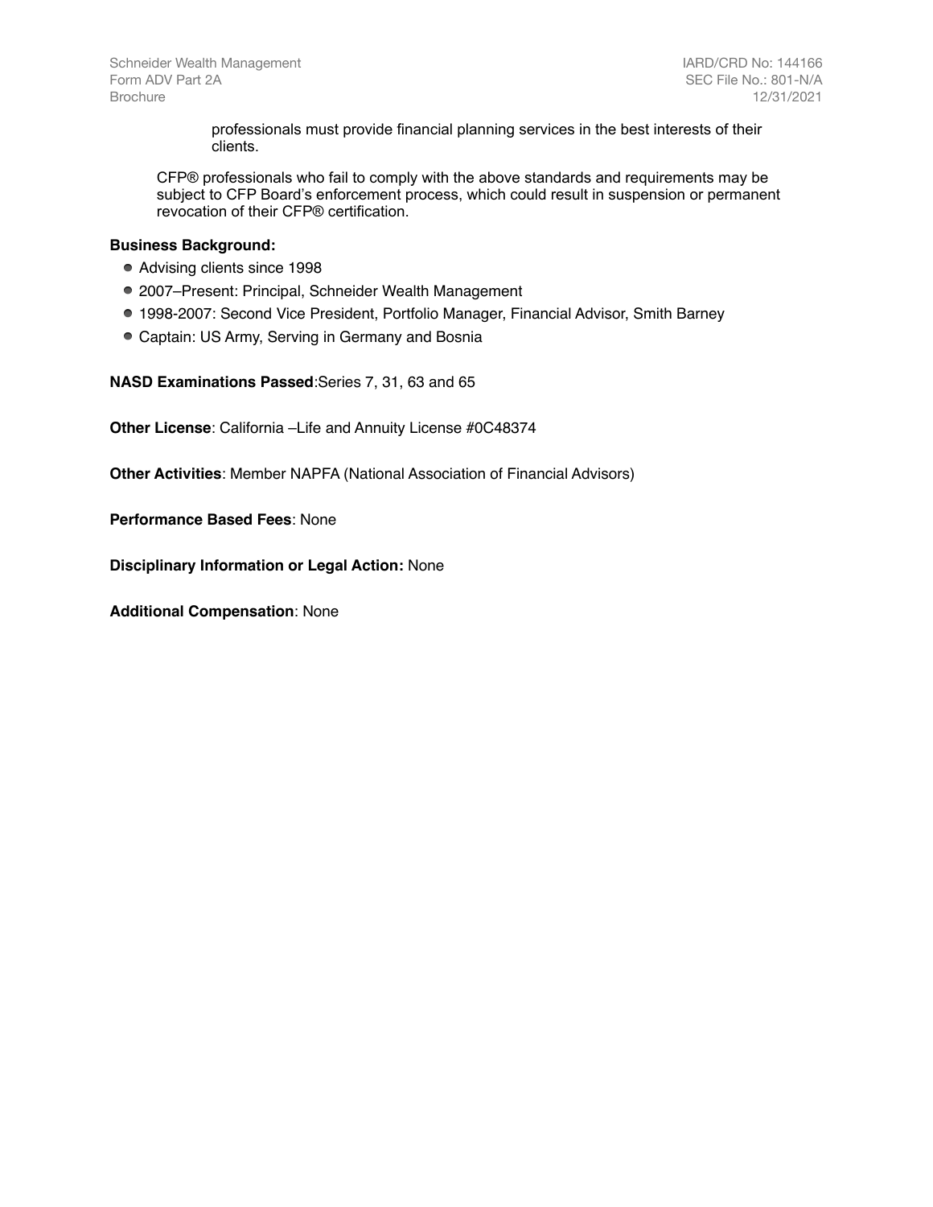professionals must provide financial planning services in the best interests of their clients.

CFP® professionals who fail to comply with the above standards and requirements may be subject to CFP Board's enforcement process, which could result in suspension or permanent revocation of their CFP® certification.

**Business Background:**

- Advising clients since 1998
- 2007–Present: Principal, Schneider Wealth Management
- 1998-2007: Second Vice President, Portfolio Manager, Financial Advisor, Smith Barney
- Captain: US Army, Serving in Germany and Bosnia

**NASD Examinations Passed**:Series 7, 31, 63 and 65

**Other License**: California –Life and Annuity License #0C48374

**Other Activities**: Member NAPFA (National Association of Financial Advisors)

**Performance Based Fees**: None

**Disciplinary Information or Legal Action:** None

**Additional Compensation**: None